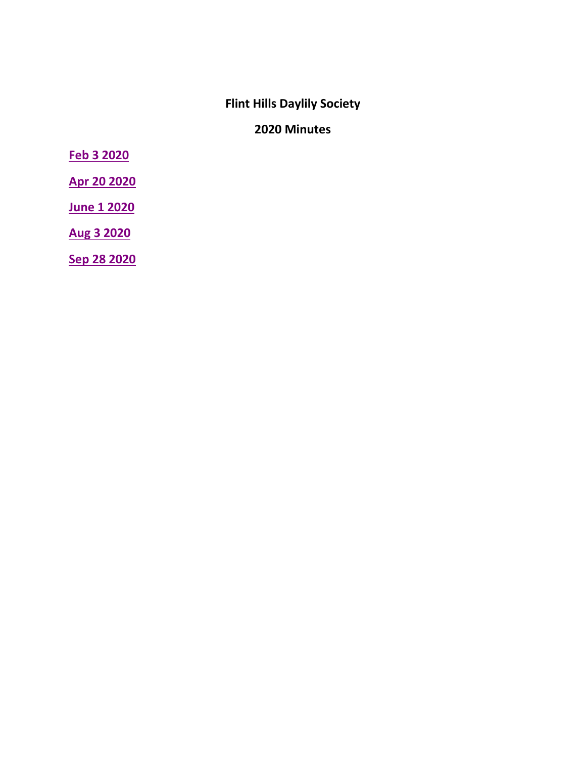**Flint Hills Daylily Society**

**2020 Minutes**

**Feb 3 2020**

**Apr 20 2020**

**June 1 2020**

**Aug 3 2020**

**Sep 28 2020**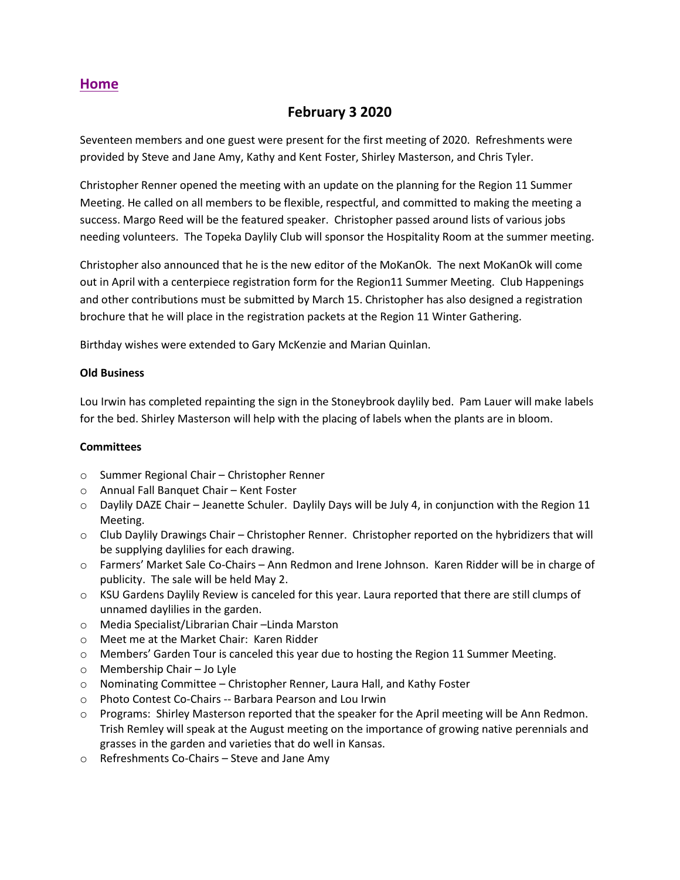[Home](#)

## February 3 2020

Seventeen members and one guest were present for the first meeting of 2020. Refreshments were provided by Steve and Jane Amy, Kathy and Kent Foster, Shirley Masterson, and Chris Tyler.

Christopher Renner opened the meeting with an update on the planning for the Region 11 Summer Meeting. He called on all members to be flexible, respectful, and committed to making the meeting a success. Margo Reed will be the featured speaker. Christopher passed around lists of various jobs needing volunteers. The Topeka Daylily Club will sponsor the Hospitality Room at the summer meeting.

Christopher also announced that he is the new editor of the MoKanOk. The next MoKanOk will come out in April with a centerpiece registration form for the Region11 Summer Meeting. Club Happenings and other contributions must be submitted by March 15. Christopher has also designed a registration brochure that he will place in the registration packets at the Region 11 Winter Gathering.

Birthday wishes were extended to Gary McKenzie and Marian Quinlan.

**Old Business**

Lou Irwin has completed repainting the sign in the Stoneybrook daylily bed. Pam Lauer will make labels for the bed. Shirley Masterson will help with the placing of labels when the plants are in bloom.

**Committees**

- Summer Regional Chair – Christopher Renner
- Annual Fall Banquet Chair – Kent Foster
- Daylily DAZE Chair – Jeanette Schuler. Daylily Days will be July 4, in conjunction with the Region 11 Meeting.
- Club Daylily Drawings Chair – Christopher Renner. Christopher reported on the hybridizers that will be supplying daylilies for each drawing.
- Farmers' Market Sale Co-Chairs – Ann Redmon and Irene Johnson. Karen Ridder will be in charge of publicity. The sale will be held May 2.
- KSU Gardens Daylily Review is canceled for this year. Laura reported that there are still clumps of unnamed daylilies in the garden.
- Media Specialist/Librarian Chair –Linda Marston
- Meet me at the Market Chair: Karen Ridder
- Members' Garden Tour is canceled this year due to hosting the Region 11 Summer Meeting.
- Membership Chair – Jo Lyle
- Nominating Committee – Christopher Renner, Laura Hall, and Kathy Foster
- Photo Contest Co-Chairs -- Barbara Pearson and Lou Irwin
- Programs: Shirley Masterson reported that the speaker for the April meeting will be Ann Redmon. Trish Remley will speak at the August meeting on the importance of growing native perennials and grasses in the garden and varieties that do well in Kansas.
- Refreshments Co-Chairs – Steve and Jane Amy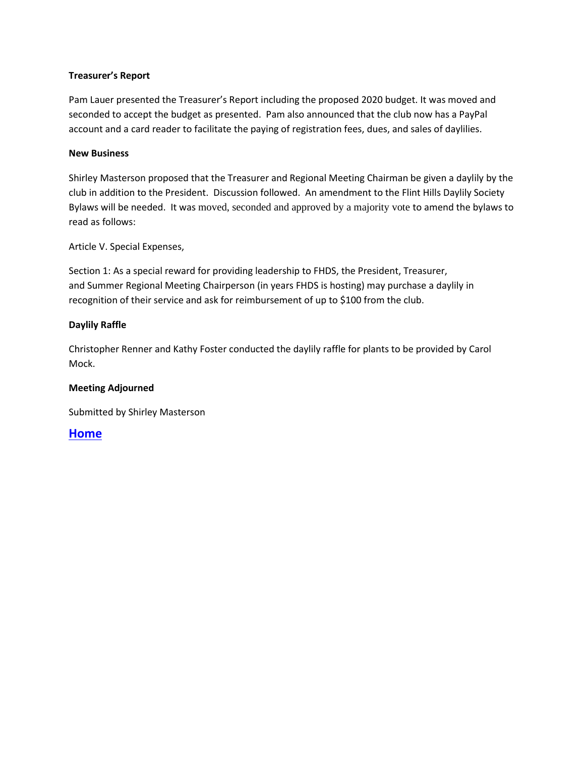**Treasurer's Report**

Pam Lauer presented the Treasurer's Report including the proposed 2020 budget. It was moved and seconded to accept the budget as presented. Pam also announced that the club now has a PayPal account and a card reader to facilitate the paying of registration fees, dues, and sales of daylilies.

**New Business**

Shirley Masterson proposed that the Treasurer and Regional Meeting Chairman be given a daylily by the club in addition to the President. Discussion followed. An amendment to the Flint Hills Daylily Society Bylaws will be needed. It was moved, seconded and approved by a majority vote to amend the bylaws to read as follows:

Article V. Special Expenses,

Section 1: As a special reward for providing leadership to FHDS, the President, Treasurer, and Summer Regional Meeting Chairperson (in years FHDS is hosting) may purchase a daylily in recognition of their service and ask for reimbursement of up to $100 from the club.

**Daylily Raffle**

Christopher Renner and Kathy Foster conducted the daylily raffle for plants to be provided by Carol Mock.

**Meeting Adjourned**

Submitted by Shirley Masterson

**Home**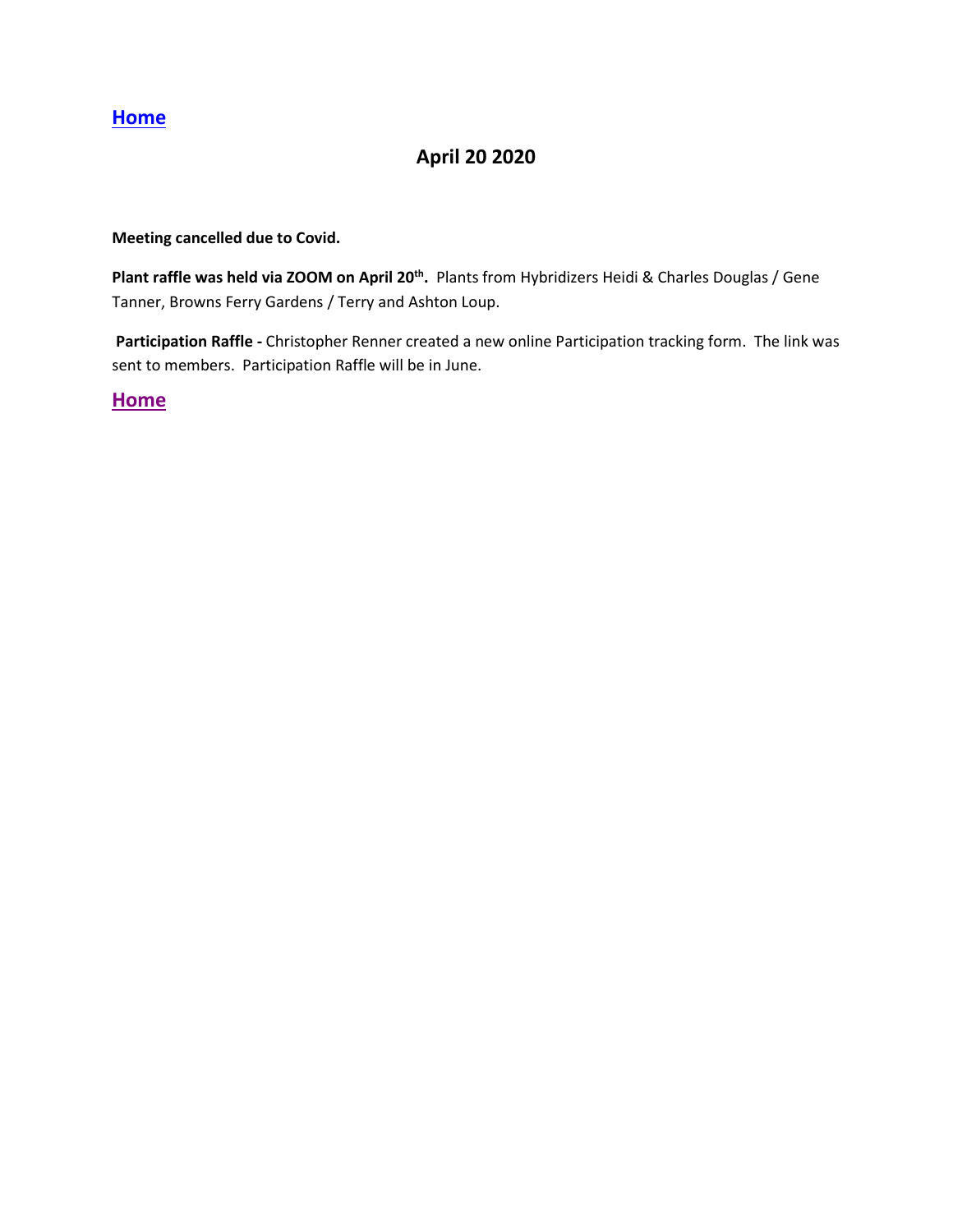**Home**

## April 20 2020

**Meeting cancelled due to Covid.**

**Plant raffle was held via ZOOM on April 20th.** Plants from Hybridizers Heidi & Charles Douglas / Gene Tanner, Browns Ferry Gardens / Terry and Ashton Loup.

**Participation Raffle -** Christopher Renner created a new online Participation tracking form. The link was sent to members. Participation Raffle will be in June.

**Home**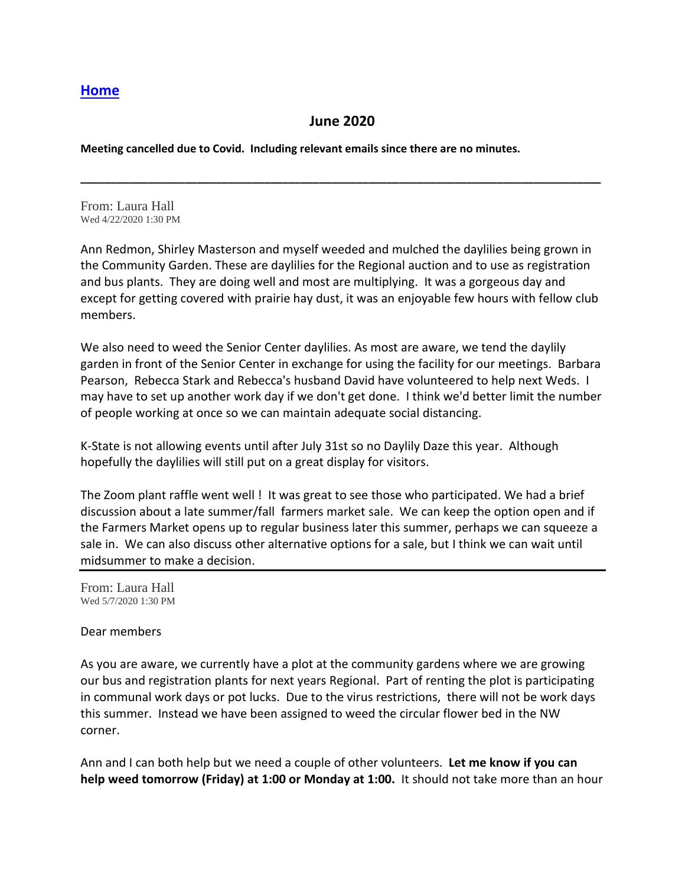[**Home**](#)

## June 2020

**Meeting cancelled due to Covid. Including relevant emails since there are no minutes.**

---

From: Laura Hall
Wed 4/22/2020 1:30 PM

Ann Redmon, Shirley Masterson and myself weeded and mulched the daylilies being grown in the Community Garden. These are daylilies for the Regional auction and to use as registration and bus plants. They are doing well and most are multiplying. It was a gorgeous day and except for getting covered with prairie hay dust, it was an enjoyable few hours with fellow club members.

We also need to weed the Senior Center daylilies. As most are aware, we tend the daylily garden in front of the Senior Center in exchange for using the facility for our meetings. Barbara Pearson, Rebecca Stark and Rebecca's husband David have volunteered to help next Weds. I may have to set up another work day if we don't get done. I think we'd better limit the number of people working at once so we can maintain adequate social distancing.

K-State is not allowing events until after July 31st so no Daylily Daze this year. Although hopefully the daylilies will still put on a great display for visitors.

The Zoom plant raffle went well ! It was great to see those who participated. We had a brief discussion about a late summer/fall farmers market sale. We can keep the option open and if the Farmers Market opens up to regular business later this summer, perhaps we can squeeze a sale in. We can also discuss other alternative options for a sale, but I think we can wait until midsummer to make a decision.

---

From: Laura Hall
Wed 5/7/2020 1:30 PM

Dear members

As you are aware, we currently have a plot at the community gardens where we are growing our bus and registration plants for next years Regional. Part of renting the plot is participating in communal work days or pot lucks. Due to the virus restrictions, there will not be work days this summer. Instead we have been assigned to weed the circular flower bed in the NW corner.

Ann and I can both help but we need a couple of other volunteers. **Let me know if you can help weed tomorrow (Friday) at 1:00 or Monday at 1:00.** It should not take more than an hour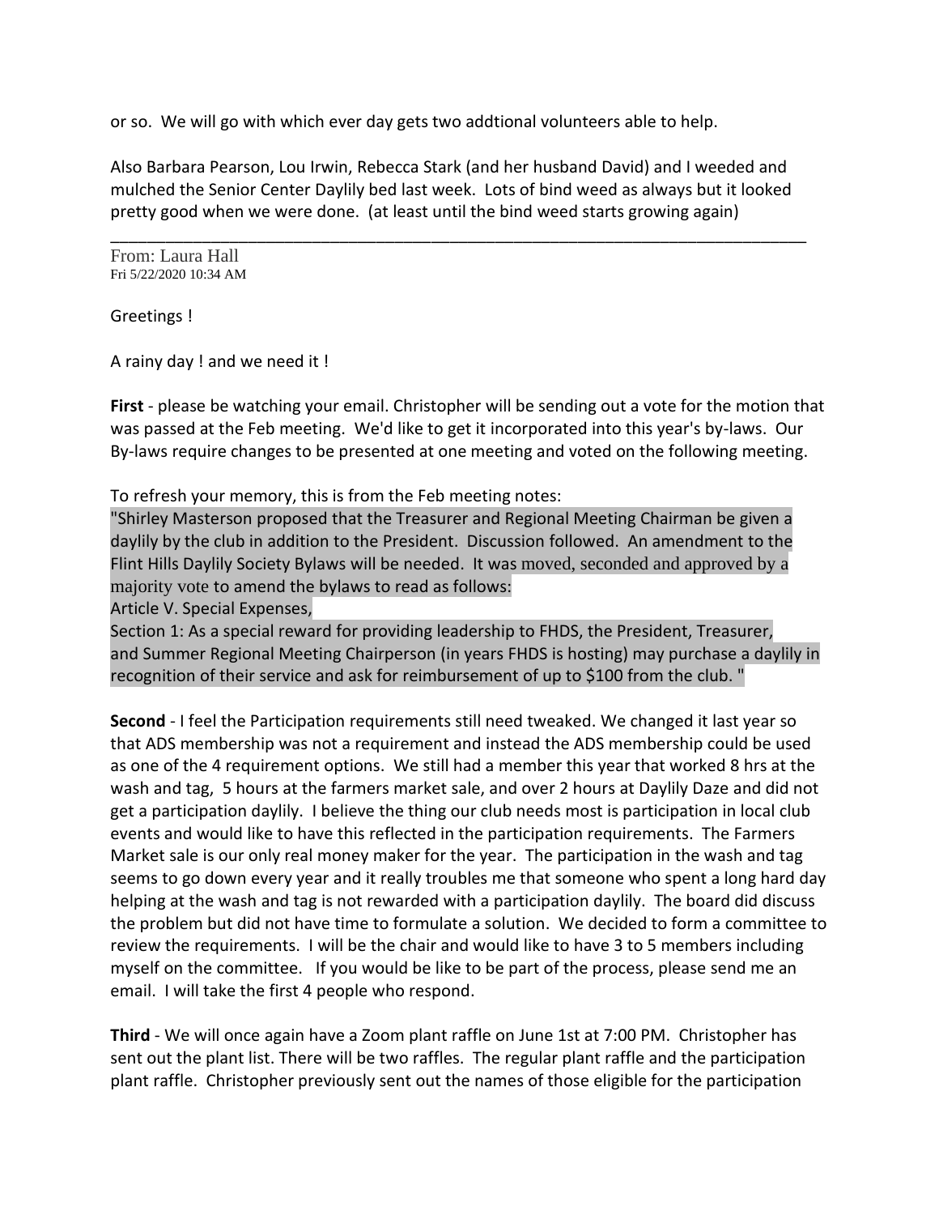or so. We will go with which ever day gets two addtional volunteers able to help.

Also Barbara Pearson, Lou Irwin, Rebecca Stark (and her husband David) and I weeded and mulched the Senior Center Daylily bed last week. Lots of bind weed as always but it looked pretty good when we were done. (at least until the bind weed starts growing again)

---

From: Laura Hall
Fri 5/22/2020 10:34 AM

Greetings !

A rainy day ! and we need it !

**First** - please be watching your email. Christopher will be sending out a vote for the motion that was passed at the Feb meeting. We'd like to get it incorporated into this year's by-laws. Our By-laws require changes to be presented at one meeting and voted on the following meeting.

To refresh your memory, this is from the Feb meeting notes:

"Shirley Masterson proposed that the Treasurer and Regional Meeting Chairman be given a daylily by the club in addition to the President. Discussion followed. An amendment to the Flint Hills Daylily Society Bylaws will be needed. It was moved, seconded and approved by a majority vote to amend the bylaws to read as follows:
Article V. Special Expenses,
Section 1: As a special reward for providing leadership to FHDS, the President, Treasurer, and Summer Regional Meeting Chairperson (in years FHDS is hosting) may purchase a daylily in recognition of their service and ask for reimbursement of up to $100 from the club. "

**Second** - I feel the Participation requirements still need tweaked. We changed it last year so that ADS membership was not a requirement and instead the ADS membership could be used as one of the 4 requirement options. We still had a member this year that worked 8 hrs at the wash and tag, 5 hours at the farmers market sale, and over 2 hours at Daylily Daze and did not get a participation daylily. I believe the thing our club needs most is participation in local club events and would like to have this reflected in the participation requirements. The Farmers Market sale is our only real money maker for the year. The participation in the wash and tag seems to go down every year and it really troubles me that someone who spent a long hard day helping at the wash and tag is not rewarded with a participation daylily. The board did discuss the problem but did not have time to formulate a solution. We decided to form a committee to review the requirements. I will be the chair and would like to have 3 to 5 members including myself on the committee. If you would be like to be part of the process, please send me an email. I will take the first 4 people who respond.

**Third** - We will once again have a Zoom plant raffle on June 1st at 7:00 PM. Christopher has sent out the plant list. There will be two raffles. The regular plant raffle and the participation plant raffle. Christopher previously sent out the names of those eligible for the participation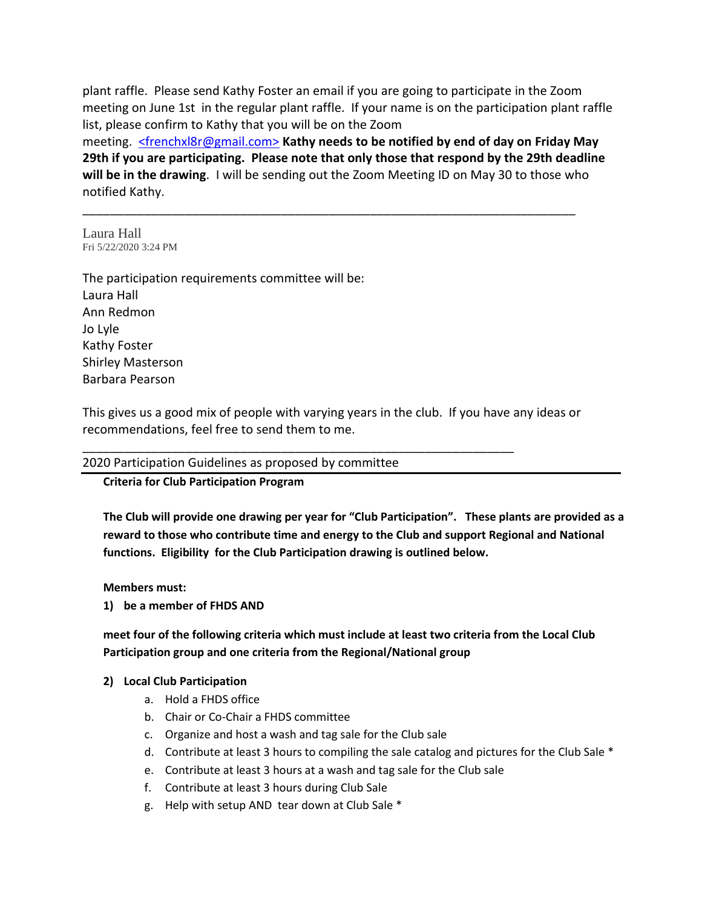plant raffle. Please send Kathy Foster an email if you are going to participate in the Zoom meeting on June 1st in the regular plant raffle. If your name is on the participation plant raffle list, please confirm to Kathy that you will be on the Zoom meeting. <frenchxl8r@gmail.com> **Kathy needs to be notified by end of day on Friday May 29th if you are participating. Please note that only those that respond by the 29th deadline will be in the drawing**. I will be sending out the Zoom Meeting ID on May 30 to those who notified Kathy.

---

Laura Hall
Fri 5/22/2020 3:24 PM

The participation requirements committee will be:
Laura Hall
Ann Redmon
Jo Lyle
Kathy Foster
Shirley Masterson
Barbara Pearson

This gives us a good mix of people with varying years in the club. If you have any ideas or recommendations, feel free to send them to me.

---

2020 Participation Guidelines as proposed by committee

**Criteria for Club Participation Program**

**The Club will provide one drawing per year for "Club Participation". These plants are provided as a reward to those who contribute time and energy to the Club and support Regional and National functions. Eligibility for the Club Participation drawing is outlined below.**

**Members must:**

**1) be a member of FHDS AND**

**meet four of the following criteria which must include at least two criteria from the Local Club Participation group and one criteria from the Regional/National group**

**2) Local Club Participation**

a. Hold a FHDS office
b. Chair or Co-Chair a FHDS committee
c. Organize and host a wash and tag sale for the Club sale
d. Contribute at least 3 hours to compiling the sale catalog and pictures for the Club Sale *
e. Contribute at least 3 hours at a wash and tag sale for the Club sale
f. Contribute at least 3 hours during Club Sale
g. Help with setup AND tear down at Club Sale *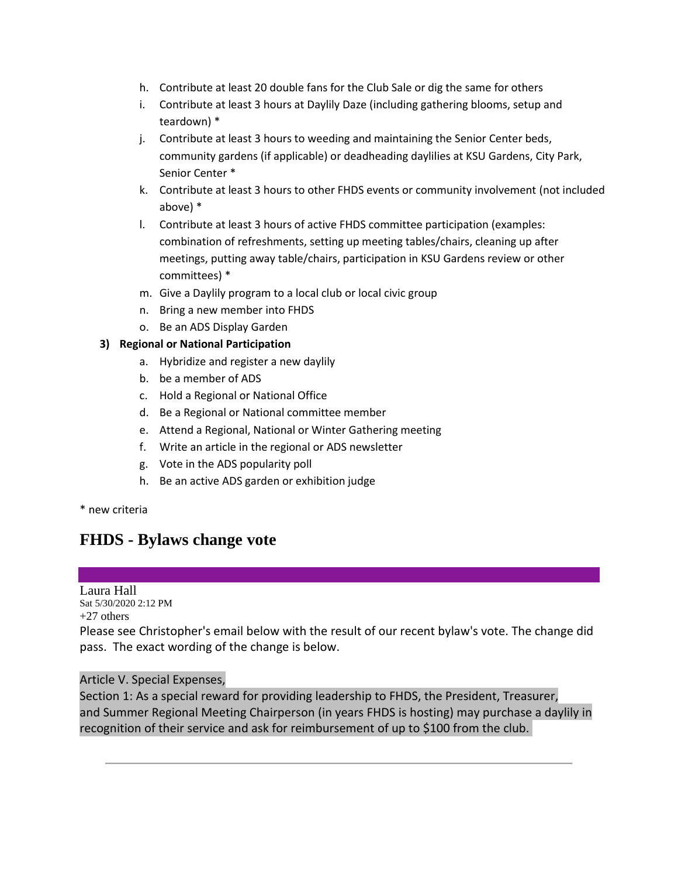h. Contribute at least 20 double fans for the Club Sale or dig the same for others
i. Contribute at least 3 hours at Daylily Daze (including gathering blooms, setup and teardown) *
j. Contribute at least 3 hours to weeding and maintaining the Senior Center beds, community gardens (if applicable) or deadheading daylilies at KSU Gardens, City Park, Senior Center *
k. Contribute at least 3 hours to other FHDS events or community involvement (not included above) *
l. Contribute at least 3 hours of active FHDS committee participation (examples: combination of refreshments, setting up meeting tables/chairs, cleaning up after meetings, putting away table/chairs, participation in KSU Gardens review or other committees) *
m. Give a Daylily program to a local club or local civic group
n. Bring a new member into FHDS
o. Be an ADS Display Garden

**3) Regional or National Participation**

a. Hybridize and register a new daylily
b. be a member of ADS
c. Hold a Regional or National Office
d. Be a Regional or National committee member
e. Attend a Regional, National or Winter Gathering meeting
f. Write an article in the regional or ADS newsletter
g. Vote in the ADS popularity poll
h. Be an active ADS garden or exhibition judge

* new criteria

## FHDS - Bylaws change vote

Laura Hall
Sat 5/30/2020 2:12 PM
+27 others

Please see Christopher's email below with the result of our recent bylaw's vote. The change did pass. The exact wording of the change is below.

Article V. Special Expenses,
Section 1: As a special reward for providing leadership to FHDS, the President, Treasurer, and Summer Regional Meeting Chairperson (in years FHDS is hosting) may purchase a daylily in recognition of their service and ask for reimbursement of up to $100 from the club.

---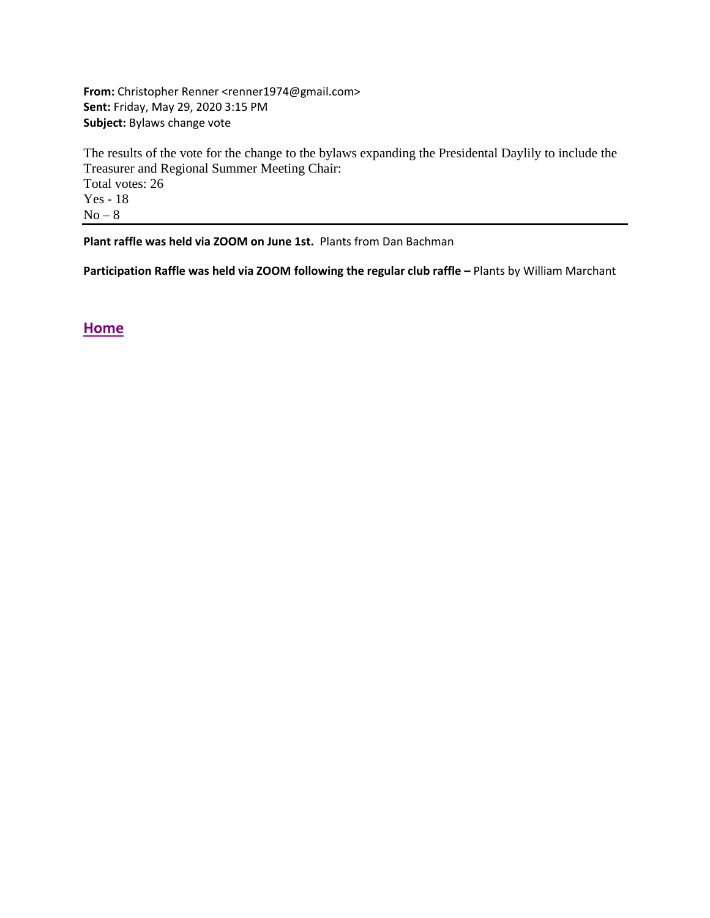**From:** Christopher Renner <renner1974@gmail.com>
**Sent:** Friday, May 29, 2020 3:15 PM
**Subject:** Bylaws change vote

The results of the vote for the change to the bylaws expanding the Presidental Daylily to include the Treasurer and Regional Summer Meeting Chair:
Total votes: 26
Yes - 18
No – 8

---

**Plant raffle was held via ZOOM on June 1st.** Plants from Dan Bachman

**Participation Raffle was held via ZOOM following the regular club raffle –** Plants by William Marchant

**Home**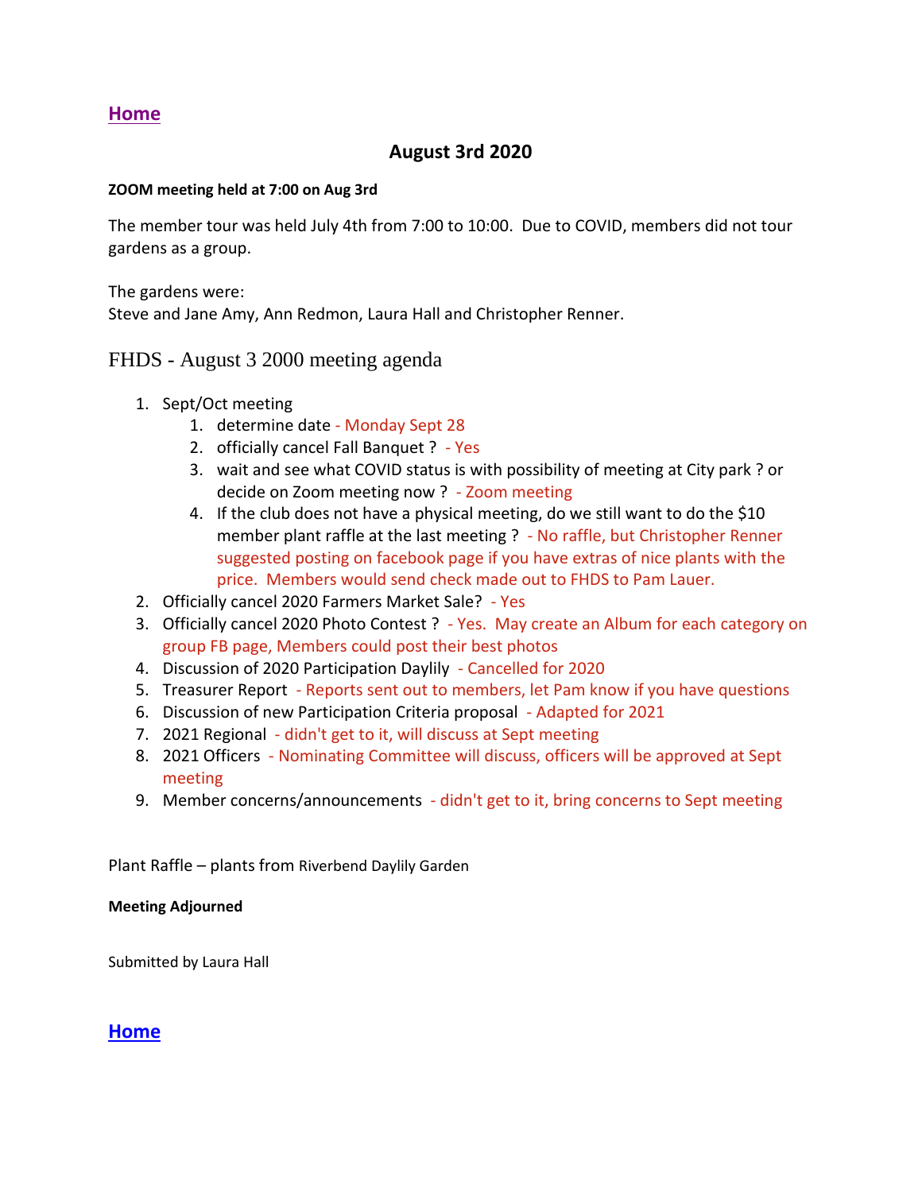**Home**

## August 3rd 2020

**ZOOM meeting held at 7:00 on Aug 3rd**

The member tour was held July 4th from 7:00 to 10:00. Due to COVID, members did not tour gardens as a group.

The gardens were:
Steve and Jane Amy, Ann Redmon, Laura Hall and Christopher Renner.

### FHDS - August 3 2000 meeting agenda

1. Sept/Oct meeting
    1. determine date - Monday Sept 28
    2. officially cancel Fall Banquet ? - Yes
    3. wait and see what COVID status is with possibility of meeting at City park ? or decide on Zoom meeting now ? - Zoom meeting
    4. If the club does not have a physical meeting, do we still want to do the $10 member plant raffle at the last meeting ? - No raffle, but Christopher Renner suggested posting on facebook page if you have extras of nice plants with the price. Members would send check made out to FHDS to Pam Lauer.
2. Officially cancel 2020 Farmers Market Sale? - Yes
3. Officially cancel 2020 Photo Contest ? - Yes. May create an Album for each category on group FB page, Members could post their best photos
4. Discussion of 2020 Participation Daylily - Cancelled for 2020
5. Treasurer Report - Reports sent out to members, let Pam know if you have questions
6. Discussion of new Participation Criteria proposal - Adapted for 2021
7. 2021 Regional - didn't get to it, will discuss at Sept meeting
8. 2021 Officers - Nominating Committee will discuss, officers will be approved at Sept meeting
9. Member concerns/announcements - didn't get to it, bring concerns to Sept meeting

Plant Raffle – plants from Riverbend Daylily Garden

**Meeting Adjourned**

Submitted by Laura Hall

**Home**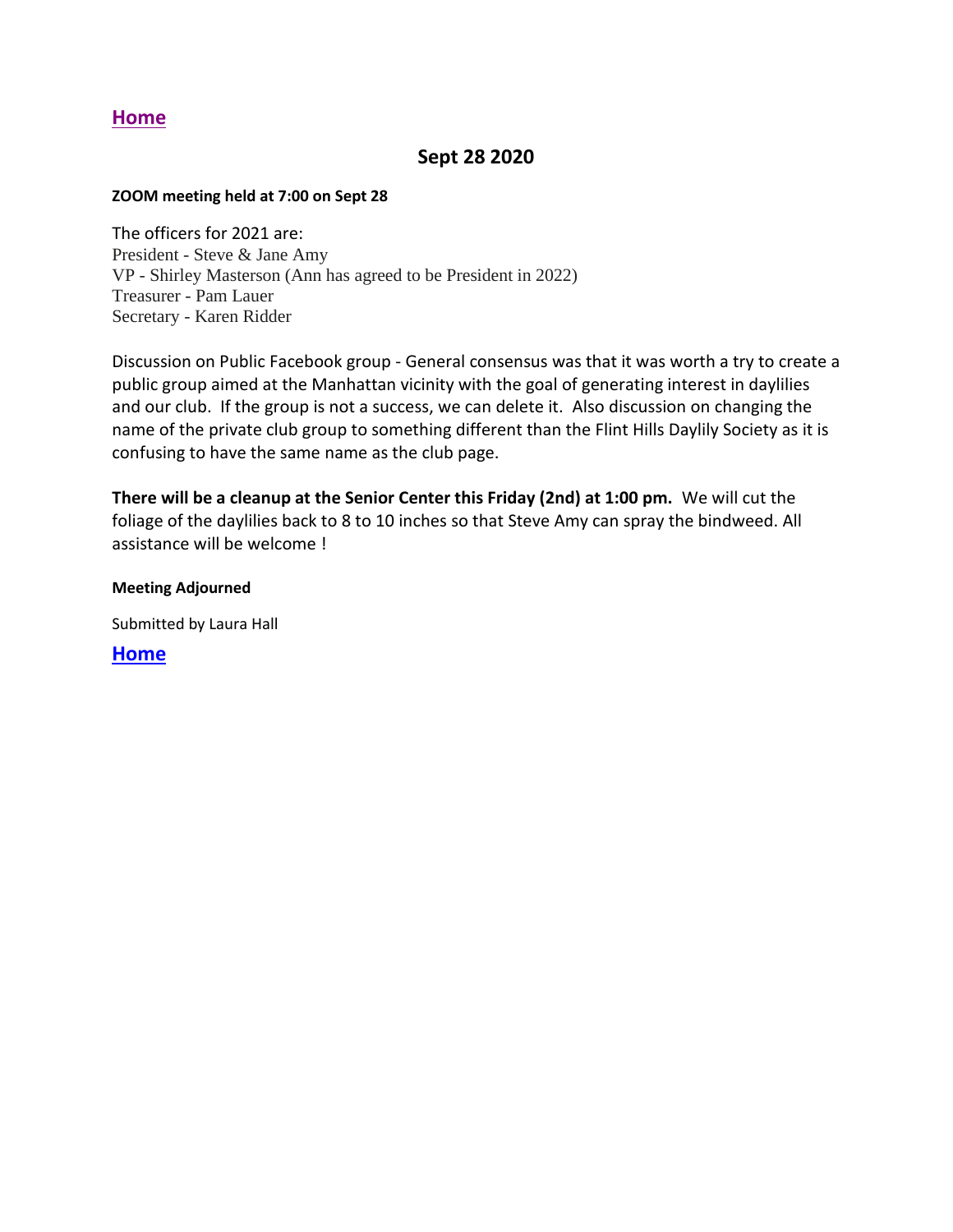**Home**

## Sept 28 2020

**ZOOM meeting held at 7:00 on Sept 28**

The officers for 2021 are:
President - Steve & Jane Amy
VP - Shirley Masterson (Ann has agreed to be President in 2022)
Treasurer - Pam Lauer
Secretary - Karen Ridder

Discussion on Public Facebook group - General consensus was that it was worth a try to create a public group aimed at the Manhattan vicinity with the goal of generating interest in daylilies and our club. If the group is not a success, we can delete it. Also discussion on changing the name of the private club group to something different than the Flint Hills Daylily Society as it is confusing to have the same name as the club page.

**There will be a cleanup at the Senior Center this Friday (2nd) at 1:00 pm.** We will cut the foliage of the daylilies back to 8 to 10 inches so that Steve Amy can spray the bindweed. All assistance will be welcome !

**Meeting Adjourned**

Submitted by Laura Hall

**Home**